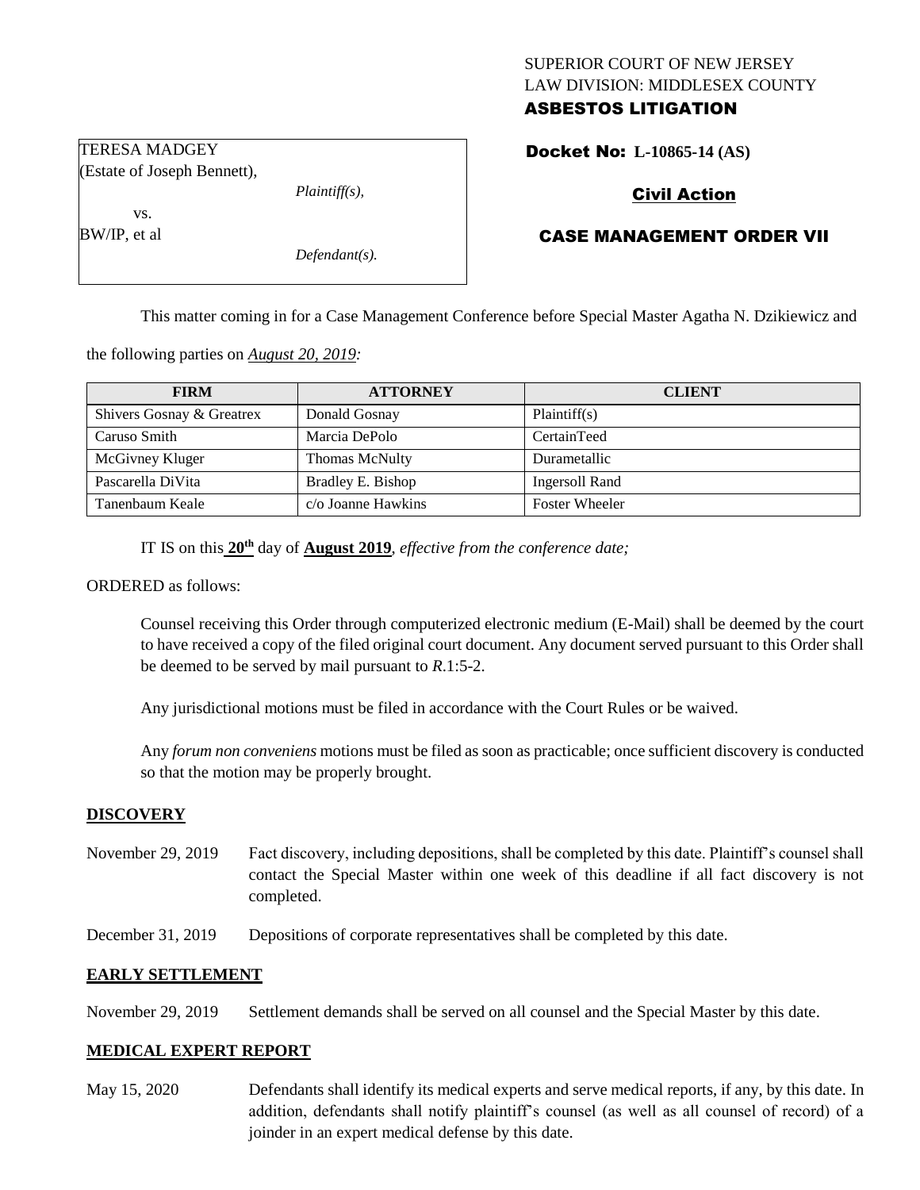SUPERIOR COURT OF NEW JERSEY
LAW DIVISION: MIDDLESEX COUNTY
**ASBESTOS LITIGATION**

TERESA MADGEY
(Estate of Joseph Bennett),
*Plaintiff(s),*
vs.
BW/IP, et al
*Defendant(s).*

**Docket No: L-10865-14 (AS)**

**Civil Action**

**CASE MANAGEMENT ORDER VII**

This matter coming in for a Case Management Conference before Special Master Agatha N. Dzikiewicz and the following parties on *August 20, 2019:*

| FIRM | ATTORNEY | CLIENT |
|---|---|---|
| Shivers Gosnay & Greatrex | Donald Gosnay | Plaintiff(s) |
| Caruso Smith | Marcia DePolo | CertainTeed |
| McGivney Kluger | Thomas McNulty | Durametallic |
| Pascarella DiVita | Bradley E. Bishop | Ingersoll Rand |
| Tanenbaum Keale | c/o Joanne Hawkins | Foster Wheeler |

IT IS on this **20th** day of **August 2019**, *effective from the conference date;*

ORDERED as follows:

Counsel receiving this Order through computerized electronic medium (E-Mail) shall be deemed by the court to have received a copy of the filed original court document. Any document served pursuant to this Order shall be deemed to be served by mail pursuant to *R*.1:5-2.

Any jurisdictional motions must be filed in accordance with the Court Rules or be waived.

Any *forum non conveniens* motions must be filed as soon as practicable; once sufficient discovery is conducted so that the motion may be properly brought.

## DISCOVERY

November 29, 2019 — Fact discovery, including depositions, shall be completed by this date. Plaintiff's counsel shall contact the Special Master within one week of this deadline if all fact discovery is not completed.

December 31, 2019 — Depositions of corporate representatives shall be completed by this date.

## EARLY SETTLEMENT

November 29, 2019 — Settlement demands shall be served on all counsel and the Special Master by this date.

## MEDICAL EXPERT REPORT

May 15, 2020 — Defendants shall identify its medical experts and serve medical reports, if any, by this date. In addition, defendants shall notify plaintiff's counsel (as well as all counsel of record) of a joinder in an expert medical defense by this date.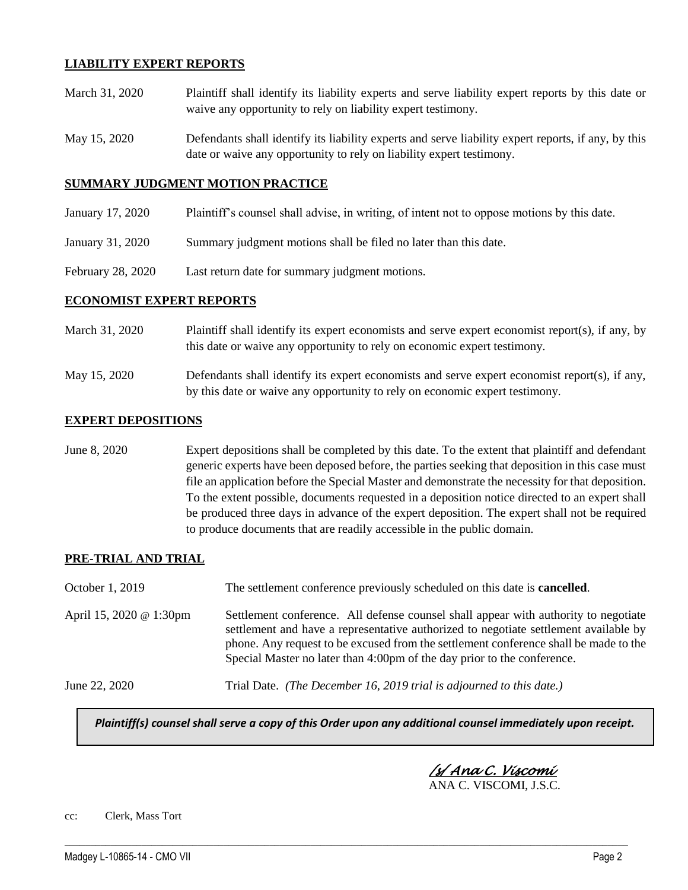**LIABILITY EXPERT REPORTS**

| | |
|---|---|
| March 31, 2020 | Plaintiff shall identify its liability experts and serve liability expert reports by this date or waive any opportunity to rely on liability expert testimony. |
| May 15, 2020 | Defendants shall identify its liability experts and serve liability expert reports, if any, by this date or waive any opportunity to rely on liability expert testimony. |

**SUMMARY JUDGMENT MOTION PRACTICE**

| | |
|---|---|
| January 17, 2020 | Plaintiff's counsel shall advise, in writing, of intent not to oppose motions by this date. |
| January 31, 2020 | Summary judgment motions shall be filed no later than this date. |
| February 28, 2020 | Last return date for summary judgment motions. |

**ECONOMIST EXPERT REPORTS**

| | |
|---|---|
| March 31, 2020 | Plaintiff shall identify its expert economists and serve expert economist report(s), if any, by this date or waive any opportunity to rely on economic expert testimony. |
| May 15, 2020 | Defendants shall identify its expert economists and serve expert economist report(s), if any, by this date or waive any opportunity to rely on economic expert testimony. |

**EXPERT DEPOSITIONS**

| | |
|---|---|
| June 8, 2020 | Expert depositions shall be completed by this date. To the extent that plaintiff and defendant generic experts have been deposed before, the parties seeking that deposition in this case must file an application before the Special Master and demonstrate the necessity for that deposition. To the extent possible, documents requested in a deposition notice directed to an expert shall be produced three days in advance of the expert deposition. The expert shall not be required to produce documents that are readily accessible in the public domain. |

**PRE-TRIAL AND TRIAL**

| | |
|---|---|
| October 1, 2019 | The settlement conference previously scheduled on this date is **cancelled**. |
| April 15, 2020 @ 1:30pm | Settlement conference. All defense counsel shall appear with authority to negotiate settlement and have a representative authorized to negotiate settlement available by phone. Any request to be excused from the settlement conference shall be made to the Special Master no later than 4:00pm of the day prior to the conference. |
| June 22, 2020 | Trial Date. *(The December 16, 2019 trial is adjourned to this date.)* |

***Plaintiff(s) counsel shall serve a copy of this Order upon any additional counsel immediately upon receipt.***

*/s/ Ana C. Viscomi*
ANA C. VISCOMI, J.S.C.

cc: Clerk, Mass Tort

Madgey L-10865-14 - CMO VII